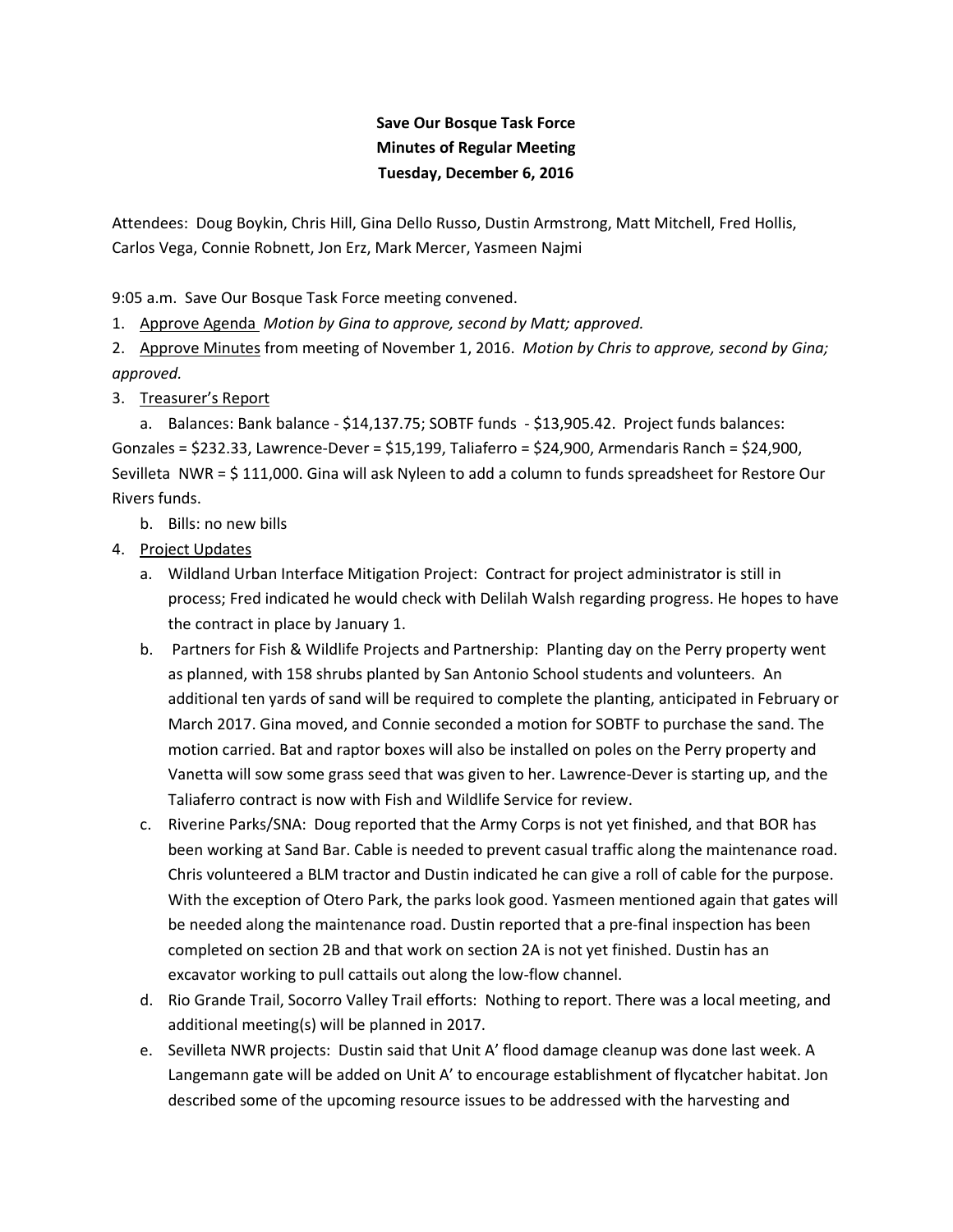**Save Our Bosque Task Force**
**Minutes of Regular Meeting**
**Tuesday, December 6, 2016**

Attendees: Doug Boykin, Chris Hill, Gina Dello Russo, Dustin Armstrong, Matt Mitchell, Fred Hollis, Carlos Vega, Connie Robnett, Jon Erz, Mark Mercer, Yasmeen Najmi

9:05 a.m. Save Our Bosque Task Force meeting convened.

1. Approve Agenda *Motion by Gina to approve, second by Matt; approved.*
2. Approve Minutes from meeting of November 1, 2016. *Motion by Chris to approve, second by Gina; approved.*
3. Treasurer's Report
   a. Balances: Bank balance - $14,137.75; SOBTF funds - $13,905.42. Project funds balances: Gonzales = $232.33, Lawrence-Dever = $15,199, Taliaferro = $24,900, Armendaris Ranch = $24,900, Sevilleta NWR = $ 111,000. Gina will ask Nyleen to add a column to funds spreadsheet for Restore Our Rivers funds.
   b. Bills: no new bills
4. Project Updates
   a. Wildland Urban Interface Mitigation Project: Contract for project administrator is still in process; Fred indicated he would check with Delilah Walsh regarding progress. He hopes to have the contract in place by January 1.
   b. Partners for Fish & Wildlife Projects and Partnership: Planting day on the Perry property went as planned, with 158 shrubs planted by San Antonio School students and volunteers. An additional ten yards of sand will be required to complete the planting, anticipated in February or March 2017. Gina moved, and Connie seconded a motion for SOBTF to purchase the sand. The motion carried. Bat and raptor boxes will also be installed on poles on the Perry property and Vanetta will sow some grass seed that was given to her. Lawrence-Dever is starting up, and the Taliaferro contract is now with Fish and Wildlife Service for review.
   c. Riverine Parks/SNA: Doug reported that the Army Corps is not yet finished, and that BOR has been working at Sand Bar. Cable is needed to prevent casual traffic along the maintenance road. Chris volunteered a BLM tractor and Dustin indicated he can give a roll of cable for the purpose. With the exception of Otero Park, the parks look good. Yasmeen mentioned again that gates will be needed along the maintenance road. Dustin reported that a pre-final inspection has been completed on section 2B and that work on section 2A is not yet finished. Dustin has an excavator working to pull cattails out along the low-flow channel.
   d. Rio Grande Trail, Socorro Valley Trail efforts: Nothing to report. There was a local meeting, and additional meeting(s) will be planned in 2017.
   e. Sevilleta NWR projects: Dustin said that Unit A' flood damage cleanup was done last week. A Langemann gate will be added on Unit A' to encourage establishment of flycatcher habitat. Jon described some of the upcoming resource issues to be addressed with the harvesting and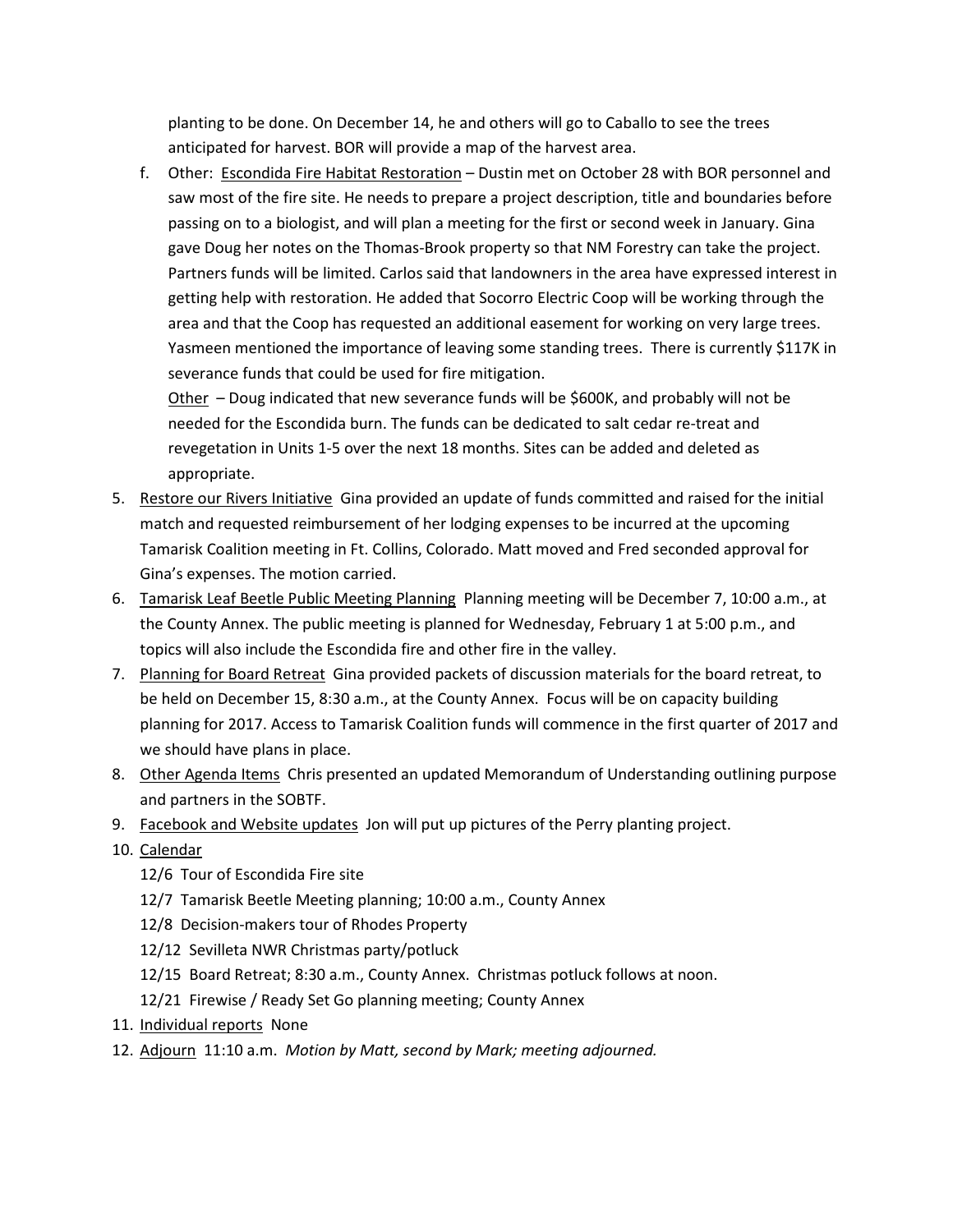planting to be done. On December 14, he and others will go to Caballo to see the trees anticipated for harvest. BOR will provide a map of the harvest area.

f. Other: Escondida Fire Habitat Restoration – Dustin met on October 28 with BOR personnel and saw most of the fire site. He needs to prepare a project description, title and boundaries before passing on to a biologist, and will plan a meeting for the first or second week in January. Gina gave Doug her notes on the Thomas-Brook property so that NM Forestry can take the project. Partners funds will be limited. Carlos said that landowners in the area have expressed interest in getting help with restoration. He added that Socorro Electric Coop will be working through the area and that the Coop has requested an additional easement for working on very large trees. Yasmeen mentioned the importance of leaving some standing trees. There is currently $117K in severance funds that could be used for fire mitigation.

   Other – Doug indicated that new severance funds will be $600K, and probably will not be needed for the Escondida burn. The funds can be dedicated to salt cedar re-treat and revegetation in Units 1-5 over the next 18 months. Sites can be added and deleted as appropriate.

5. Restore our Rivers Initiative Gina provided an update of funds committed and raised for the initial match and requested reimbursement of her lodging expenses to be incurred at the upcoming Tamarisk Coalition meeting in Ft. Collins, Colorado. Matt moved and Fred seconded approval for Gina's expenses. The motion carried.
6. Tamarisk Leaf Beetle Public Meeting Planning Planning meeting will be December 7, 10:00 a.m., at the County Annex. The public meeting is planned for Wednesday, February 1 at 5:00 p.m., and topics will also include the Escondida fire and other fire in the valley.
7. Planning for Board Retreat Gina provided packets of discussion materials for the board retreat, to be held on December 15, 8:30 a.m., at the County Annex. Focus will be on capacity building planning for 2017. Access to Tamarisk Coalition funds will commence in the first quarter of 2017 and we should have plans in place.
8. Other Agenda Items Chris presented an updated Memorandum of Understanding outlining purpose and partners in the SOBTF.
9. Facebook and Website updates Jon will put up pictures of the Perry planting project.
10. Calendar
    - 12/6 Tour of Escondida Fire site
    - 12/7 Tamarisk Beetle Meeting planning; 10:00 a.m., County Annex
    - 12/8 Decision-makers tour of Rhodes Property
    - 12/12 Sevilleta NWR Christmas party/potluck
    - 12/15 Board Retreat; 8:30 a.m., County Annex. Christmas potluck follows at noon.
    - 12/21 Firewise / Ready Set Go planning meeting; County Annex
11. Individual reports None
12. Adjourn 11:10 a.m. *Motion by Matt, second by Mark; meeting adjourned.*